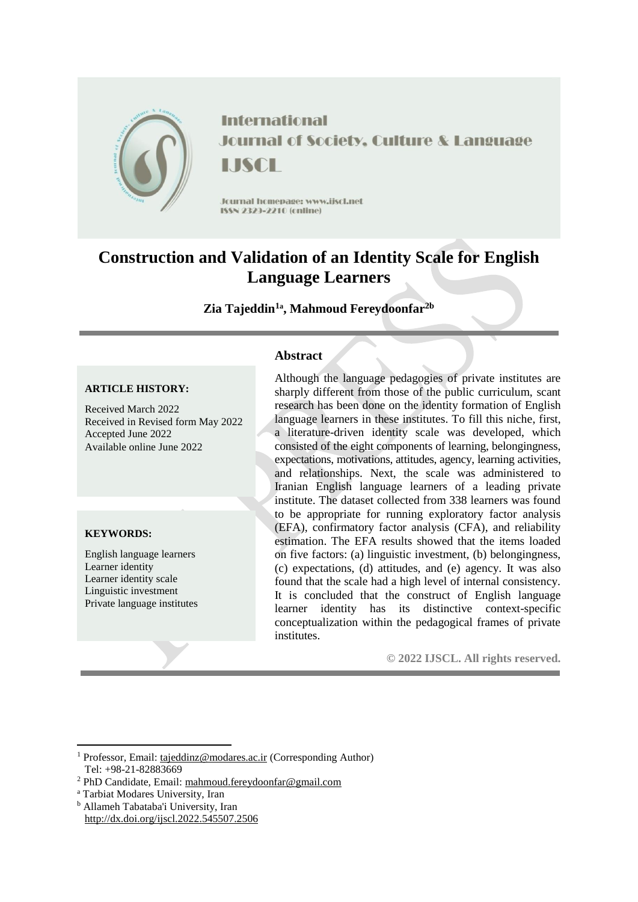International Journal of Society, Culture & Language

IJSCL

Journal homepage: www.ijscl.net

ISSN 2329-2210 (online)

# Construction and Validation of an Identity Scale for English Language Learners

**Zia Tajeddin[1a], Mahmoud Fereydoonfar[2b]**

**ARTICLE HISTORY:**

Received March 2022
Received in Revised form May 2022
Accepted June 2022
Available online June 2022

**KEYWORDS:**

English language learners
Learner identity
Learner identity scale
Linguistic investment
Private language institutes

## Abstract

Although the language pedagogies of private institutes are sharply different from those of the public curriculum, scant research has been done on the identity formation of English language learners in these institutes. To fill this niche, first, a literature-driven identity scale was developed, which consisted of the eight components of learning, belongingness, expectations, motivations, attitudes, agency, learning activities, and relationships. Next, the scale was administered to Iranian English language learners of a leading private institute. The dataset collected from 338 learners was found to be appropriate for running exploratory factor analysis (EFA), confirmatory factor analysis (CFA), and reliability estimation. The EFA results showed that the items loaded on five factors: (a) linguistic investment, (b) belongingness, (c) expectations, (d) attitudes, and (e) agency. It was also found that the scale had a high level of internal consistency. It is concluded that the construct of English language learner identity has its distinctive context-specific conceptualization within the pedagogical frames of private institutes.

**© 2022 IJSCL. All rights reserved.**

---

[1] Professor, Email: tajeddinz@modares.ac.ir (Corresponding Author)
Tel: +98-21-82883669

[2] PhD Candidate, Email: mahmoud.fereydoonfar@gmail.com

[a] Tarbiat Modares University, Iran

[b] Allameh Tabataba'i University, Iran
http://dx.doi.org/ijscl.2022.545507.2506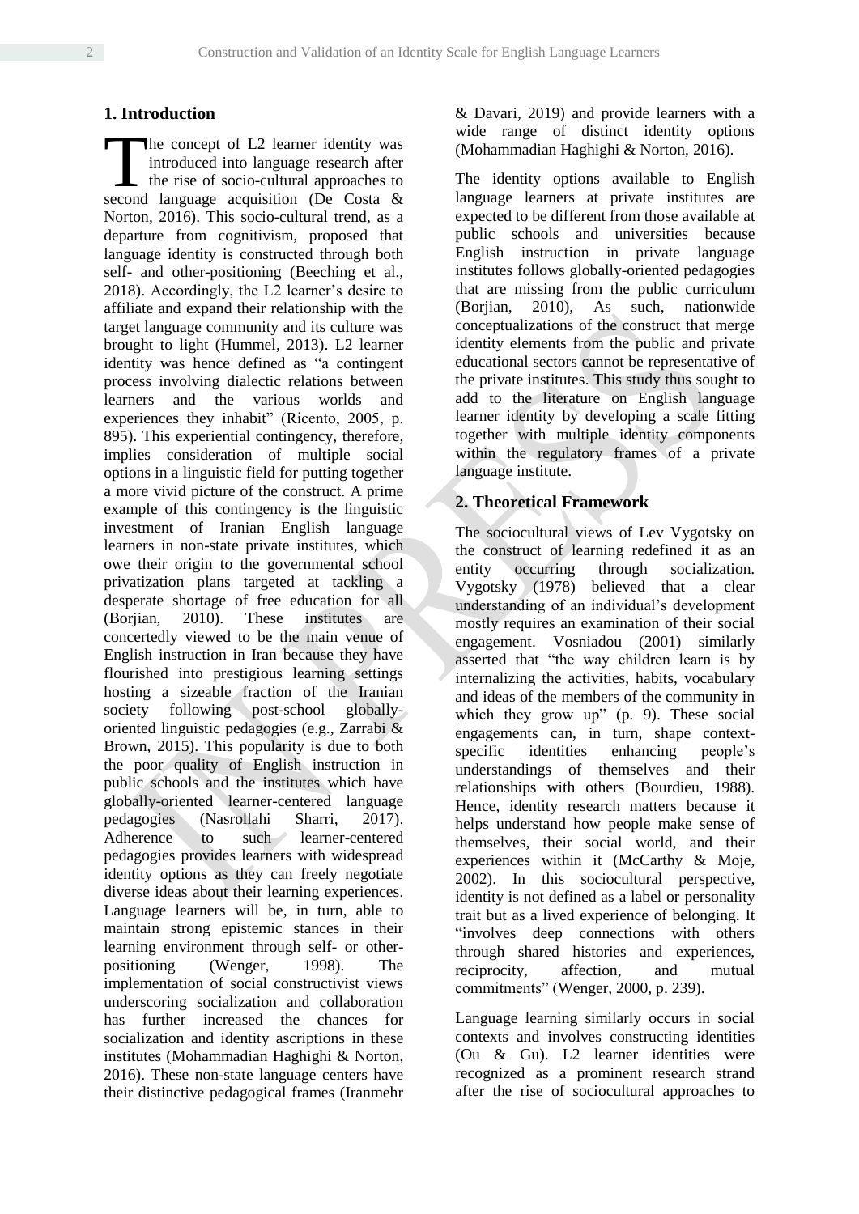## 1. Introduction

The concept of L2 learner identity was introduced into language research after the rise of socio-cultural approaches to second language acquisition (De Costa & Norton, 2016). This socio-cultural trend, as a departure from cognitivism, proposed that language identity is constructed through both self- and other-positioning (Beeching et al., 2018). Accordingly, the L2 learner's desire to affiliate and expand their relationship with the target language community and its culture was brought to light (Hummel, 2013). L2 learner identity was hence defined as "a contingent process involving dialectic relations between learners and the various worlds and experiences they inhabit" (Ricento, 2005, p. 895). This experiential contingency, therefore, implies consideration of multiple social options in a linguistic field for putting together a more vivid picture of the construct. A prime example of this contingency is the linguistic investment of Iranian English language learners in non-state private institutes, which owe their origin to the governmental school privatization plans targeted at tackling a desperate shortage of free education for all (Borjian, 2010). These institutes are concertedly viewed to be the main venue of English instruction in Iran because they have flourished into prestigious learning settings hosting a sizeable fraction of the Iranian society following post-school globally-oriented linguistic pedagogies (e.g., Zarrabi & Brown, 2015). This popularity is due to both the poor quality of English instruction in public schools and the institutes which have globally-oriented learner-centered language pedagogies (Nasrollahi Sharri, 2017). Adherence to such learner-centered pedagogies provides learners with widespread identity options as they can freely negotiate diverse ideas about their learning experiences. Language learners will be, in turn, able to maintain strong epistemic stances in their learning environment through self- or other-positioning (Wenger, 1998). The implementation of social constructivist views underscoring socialization and collaboration has further increased the chances for socialization and identity ascriptions in these institutes (Mohammadian Haghighi & Norton, 2016). These non-state language centers have their distinctive pedagogical frames (Iranmehr & Davari, 2019) and provide learners with a wide range of distinct identity options (Mohammadian Haghighi & Norton, 2016).

The identity options available to English language learners at private institutes are expected to be different from those available at public schools and universities because English instruction in private language institutes follows globally-oriented pedagogies that are missing from the public curriculum (Borjian, 2010), As such, nationwide conceptualizations of the construct that merge identity elements from the public and private educational sectors cannot be representative of the private institutes. This study thus sought to add to the literature on English language learner identity by developing a scale fitting together with multiple identity components within the regulatory frames of a private language institute.

## 2. Theoretical Framework

The sociocultural views of Lev Vygotsky on the construct of learning redefined it as an entity occurring through socialization. Vygotsky (1978) believed that a clear understanding of an individual's development mostly requires an examination of their social engagement. Vosniadou (2001) similarly asserted that "the way children learn is by internalizing the activities, habits, vocabulary and ideas of the members of the community in which they grow up" (p. 9). These social engagements can, in turn, shape context-specific identities enhancing people's understandings of themselves and their relationships with others (Bourdieu, 1988). Hence, identity research matters because it helps understand how people make sense of themselves, their social world, and their experiences within it (McCarthy & Moje, 2002). In this sociocultural perspective, identity is not defined as a label or personality trait but as a lived experience of belonging. It "involves deep connections with others through shared histories and experiences, reciprocity, affection, and mutual commitments" (Wenger, 2000, p. 239).

Language learning similarly occurs in social contexts and involves constructing identities (Ou & Gu). L2 learner identities were recognized as a prominent research strand after the rise of sociocultural approaches to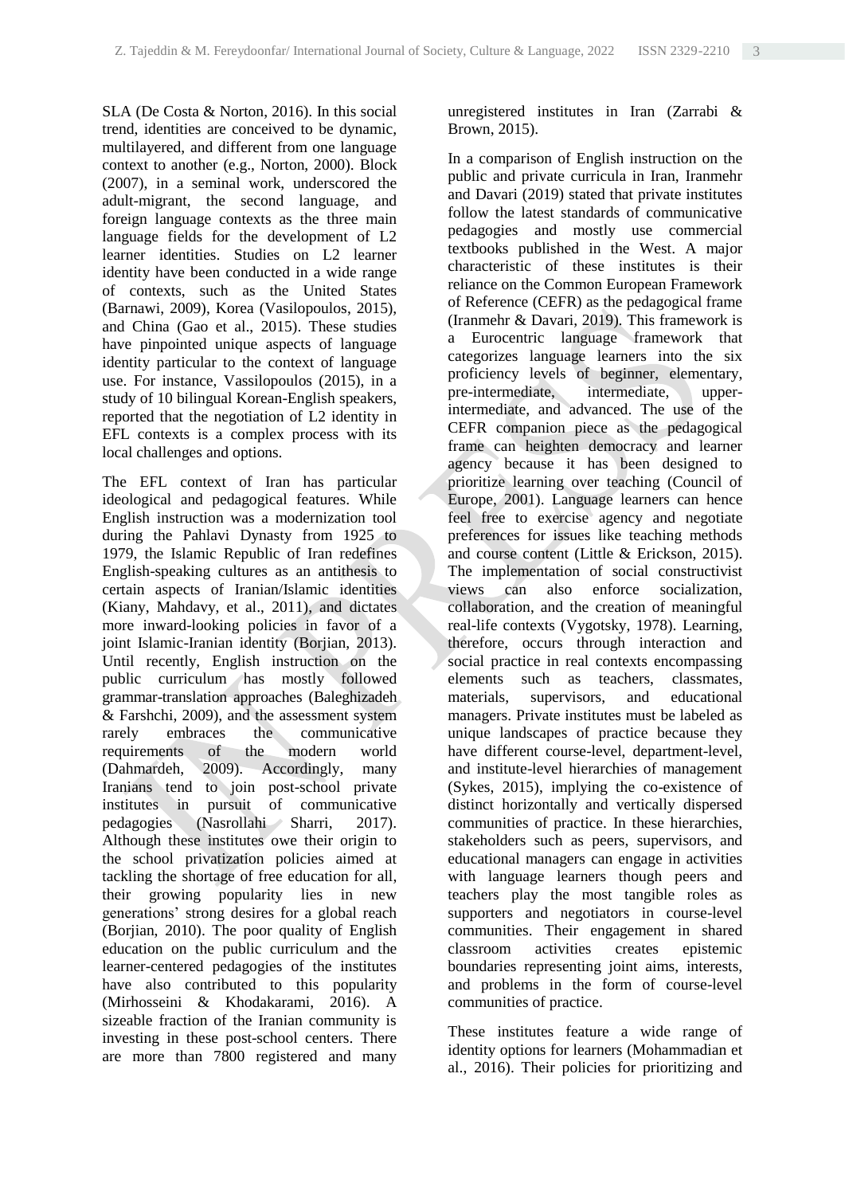SLA (De Costa & Norton, 2016). In this social trend, identities are conceived to be dynamic, multilayered, and different from one language context to another (e.g., Norton, 2000). Block (2007), in a seminal work, underscored the adult-migrant, the second language, and foreign language contexts as the three main language fields for the development of L2 learner identities. Studies on L2 learner identity have been conducted in a wide range of contexts, such as the United States (Barnawi, 2009), Korea (Vasilopoulos, 2015), and China (Gao et al., 2015). These studies have pinpointed unique aspects of language identity particular to the context of language use. For instance, Vassilopoulos (2015), in a study of 10 bilingual Korean-English speakers, reported that the negotiation of L2 identity in EFL contexts is a complex process with its local challenges and options.

The EFL context of Iran has particular ideological and pedagogical features. While English instruction was a modernization tool during the Pahlavi Dynasty from 1925 to 1979, the Islamic Republic of Iran redefines English-speaking cultures as an antithesis to certain aspects of Iranian/Islamic identities (Kiany, Mahdavy, et al., 2011), and dictates more inward-looking policies in favor of a joint Islamic-Iranian identity (Borjian, 2013). Until recently, English instruction on the public curriculum has mostly followed grammar-translation approaches (Baleghizadeh & Farshchi, 2009), and the assessment system rarely embraces the communicative requirements of the modern world (Dahmardeh, 2009). Accordingly, many Iranians tend to join post-school private institutes in pursuit of communicative pedagogies (Nasrollahi Sharri, 2017). Although these institutes owe their origin to the school privatization policies aimed at tackling the shortage of free education for all, their growing popularity lies in new generations' strong desires for a global reach (Borjian, 2010). The poor quality of English education on the public curriculum and the learner-centered pedagogies of the institutes have also contributed to this popularity (Mirhosseini & Khodakarami, 2016). A sizeable fraction of the Iranian community is investing in these post-school centers. There are more than 7800 registered and many unregistered institutes in Iran (Zarrabi & Brown, 2015).

In a comparison of English instruction on the public and private curricula in Iran, Iranmehr and Davari (2019) stated that private institutes follow the latest standards of communicative pedagogies and mostly use commercial textbooks published in the West. A major characteristic of these institutes is their reliance on the Common European Framework of Reference (CEFR) as the pedagogical frame (Iranmehr & Davari, 2019). This framework is a Eurocentric language framework that categorizes language learners into the six proficiency levels of beginner, elementary, pre-intermediate, intermediate, upper-intermediate, and advanced. The use of the CEFR companion piece as the pedagogical frame can heighten democracy and learner agency because it has been designed to prioritize learning over teaching (Council of Europe, 2001). Language learners can hence feel free to exercise agency and negotiate preferences for issues like teaching methods and course content (Little & Erickson, 2015). The implementation of social constructivist views can also enforce socialization, collaboration, and the creation of meaningful real-life contexts (Vygotsky, 1978). Learning, therefore, occurs through interaction and social practice in real contexts encompassing elements such as teachers, classmates, materials, supervisors, and educational managers. Private institutes must be labeled as unique landscapes of practice because they have different course-level, department-level, and institute-level hierarchies of management (Sykes, 2015), implying the co-existence of distinct horizontally and vertically dispersed communities of practice. In these hierarchies, stakeholders such as peers, supervisors, and educational managers can engage in activities with language learners though peers and teachers play the most tangible roles as supporters and negotiators in course-level communities. Their engagement in shared classroom activities creates epistemic boundaries representing joint aims, interests, and problems in the form of course-level communities of practice.

These institutes feature a wide range of identity options for learners (Mohammadian et al., 2016). Their policies for prioritizing and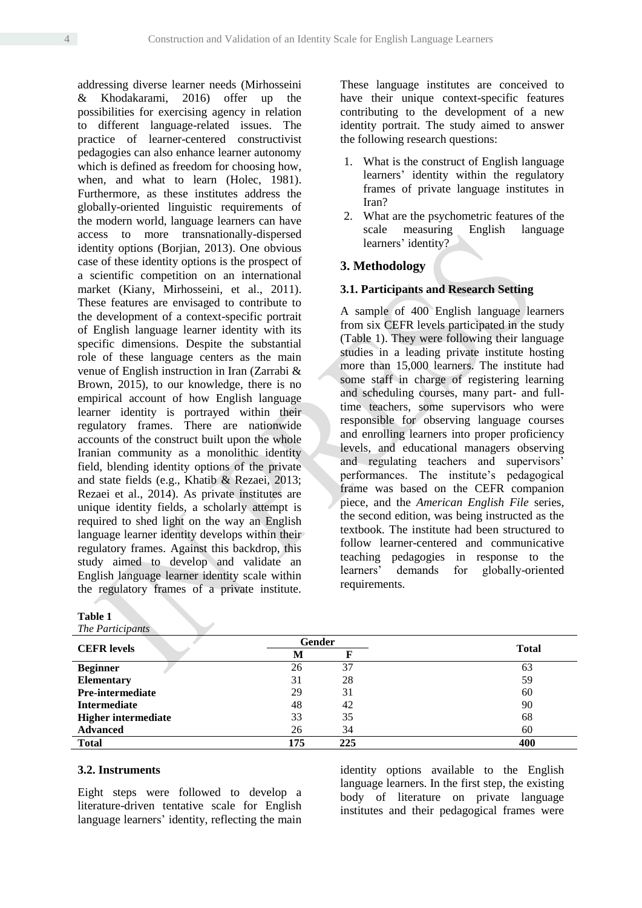addressing diverse learner needs (Mirhosseini & Khodakarami, 2016) offer up the possibilities for exercising agency in relation to different language-related issues. The practice of learner-centered constructivist pedagogies can also enhance learner autonomy which is defined as freedom for choosing how, when, and what to learn (Holec, 1981). Furthermore, as these institutes address the globally-oriented linguistic requirements of the modern world, language learners can have access to more transnationally-dispersed identity options (Borjian, 2013). One obvious case of these identity options is the prospect of a scientific competition on an international market (Kiany, Mirhosseini, et al., 2011). These features are envisaged to contribute to the development of a context-specific portrait of English language learner identity with its specific dimensions. Despite the substantial role of these language centers as the main venue of English instruction in Iran (Zarrabi & Brown, 2015), to our knowledge, there is no empirical account of how English language learner identity is portrayed within their regulatory frames. There are nationwide accounts of the construct built upon the whole Iranian community as a monolithic identity field, blending identity options of the private and state fields (e.g., Khatib & Rezaei, 2013; Rezaei et al., 2014). As private institutes are unique identity fields, a scholarly attempt is required to shed light on the way an English language learner identity develops within their regulatory frames. Against this backdrop, this study aimed to develop and validate an English language learner identity scale within the regulatory frames of a private institute. These language institutes are conceived to have their unique context-specific features contributing to the development of a new identity portrait. The study aimed to answer the following research questions:

1. What is the construct of English language learners' identity within the regulatory frames of private language institutes in Iran?
2. What are the psychometric features of the scale measuring English language learners' identity?

## 3. Methodology

### 3.1. Participants and Research Setting

A sample of 400 English language learners from six CEFR levels participated in the study (Table 1). They were following their language studies in a leading private institute hosting more than 15,000 learners. The institute had some staff in charge of registering learning and scheduling courses, many part- and full-time teachers, some supervisors who were responsible for observing language courses and enrolling learners into proper proficiency levels, and educational managers observing and regulating teachers and supervisors' performances. The institute's pedagogical frame was based on the CEFR companion piece, and the *American English File* series, the second edition, was being instructed as the textbook. The institute had been structured to follow learner-centered and communicative teaching pedagogies in response to the learners' demands for globally-oriented requirements.

**Table 1**
*The Participants*

| CEFR levels | Gender | | Total |
|---|---|---|---|
| | M | F | |
| **Beginner** | 26 | 37 | 63 |
| **Elementary** | 31 | 28 | 59 |
| **Pre-intermediate** | 29 | 31 | 60 |
| **Intermediate** | 48 | 42 | 90 |
| **Higher intermediate** | 33 | 35 | 68 |
| **Advanced** | 26 | 34 | 60 |
| **Total** | **175** | **225** | **400** |

### 3.2. Instruments

Eight steps were followed to develop a literature-driven tentative scale for English language learners' identity, reflecting the main identity options available to the English language learners. In the first step, the existing body of literature on private language institutes and their pedagogical frames were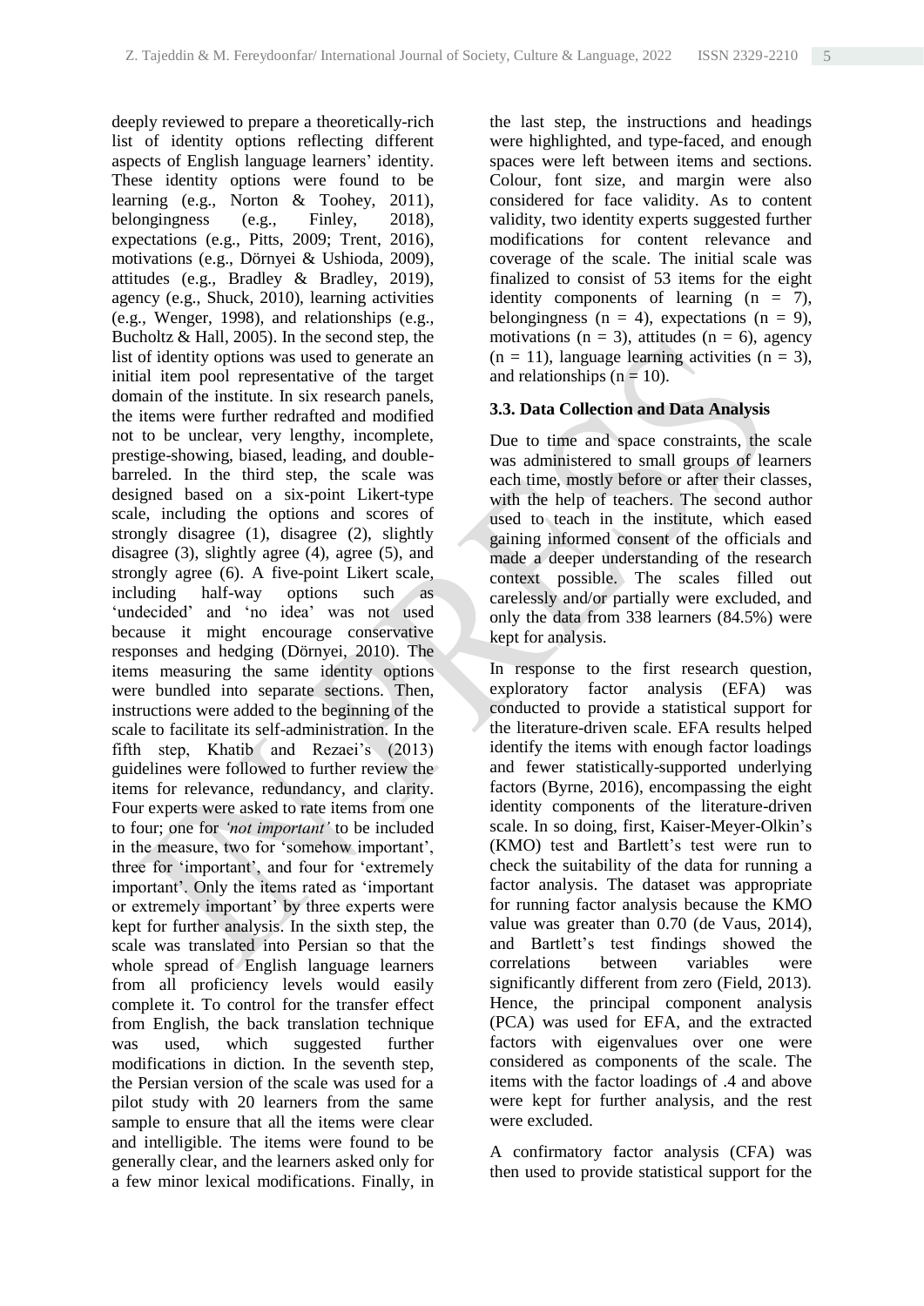deeply reviewed to prepare a theoretically-rich list of identity options reflecting different aspects of English language learners' identity. These identity options were found to be learning (e.g., Norton & Toohey, 2011), belongingness (e.g., Finley, 2018), expectations (e.g., Pitts, 2009; Trent, 2016), motivations (e.g., Dörnyei & Ushioda, 2009), attitudes (e.g., Bradley & Bradley, 2019), agency (e.g., Shuck, 2010), learning activities (e.g., Wenger, 1998), and relationships (e.g., Bucholtz & Hall, 2005). In the second step, the list of identity options was used to generate an initial item pool representative of the target domain of the institute. In six research panels, the items were further redrafted and modified not to be unclear, very lengthy, incomplete, prestige-showing, biased, leading, and double-barreled. In the third step, the scale was designed based on a six-point Likert-type scale, including the options and scores of strongly disagree (1), disagree (2), slightly disagree (3), slightly agree (4), agree (5), and strongly agree (6). A five-point Likert scale, including half-way options such as 'undecided' and 'no idea' was not used because it might encourage conservative responses and hedging (Dörnyei, 2010). The items measuring the same identity options were bundled into separate sections. Then, instructions were added to the beginning of the scale to facilitate its self-administration. In the fifth step, Khatib and Rezaei's (2013) guidelines were followed to further review the items for relevance, redundancy, and clarity. Four experts were asked to rate items from one to four; one for *'not important'* to be included in the measure, two for 'somehow important', three for 'important', and four for 'extremely important'. Only the items rated as 'important or extremely important' by three experts were kept for further analysis. In the sixth step, the scale was translated into Persian so that the whole spread of English language learners from all proficiency levels would easily complete it. To control for the transfer effect from English, the back translation technique was used, which suggested further modifications in diction. In the seventh step, the Persian version of the scale was used for a pilot study with 20 learners from the same sample to ensure that all the items were clear and intelligible. The items were found to be generally clear, and the learners asked only for a few minor lexical modifications. Finally, in the last step, the instructions and headings were highlighted, and type-faced, and enough spaces were left between items and sections. Colour, font size, and margin were also considered for face validity. As to content validity, two identity experts suggested further modifications for content relevance and coverage of the scale. The initial scale was finalized to consist of 53 items for the eight identity components of learning (n = 7), belongingness (n = 4), expectations (n = 9), motivations (n = 3), attitudes (n = 6), agency (n = 11), language learning activities (n = 3), and relationships (n = 10).

### 3.3. Data Collection and Data Analysis

Due to time and space constraints, the scale was administered to small groups of learners each time, mostly before or after their classes, with the help of teachers. The second author used to teach in the institute, which eased gaining informed consent of the officials and made a deeper understanding of the research context possible. The scales filled out carelessly and/or partially were excluded, and only the data from 338 learners (84.5%) were kept for analysis.

In response to the first research question, exploratory factor analysis (EFA) was conducted to provide a statistical support for the literature-driven scale. EFA results helped identify the items with enough factor loadings and fewer statistically-supported underlying factors (Byrne, 2016), encompassing the eight identity components of the literature-driven scale. In so doing, first, Kaiser-Meyer-Olkin's (KMO) test and Bartlett's test were run to check the suitability of the data for running a factor analysis. The dataset was appropriate for running factor analysis because the KMO value was greater than 0.70 (de Vaus, 2014), and Bartlett's test findings showed the correlations between variables were significantly different from zero (Field, 2013). Hence, the principal component analysis (PCA) was used for EFA, and the extracted factors with eigenvalues over one were considered as components of the scale. The items with the factor loadings of .4 and above were kept for further analysis, and the rest were excluded.

A confirmatory factor analysis (CFA) was then used to provide statistical support for the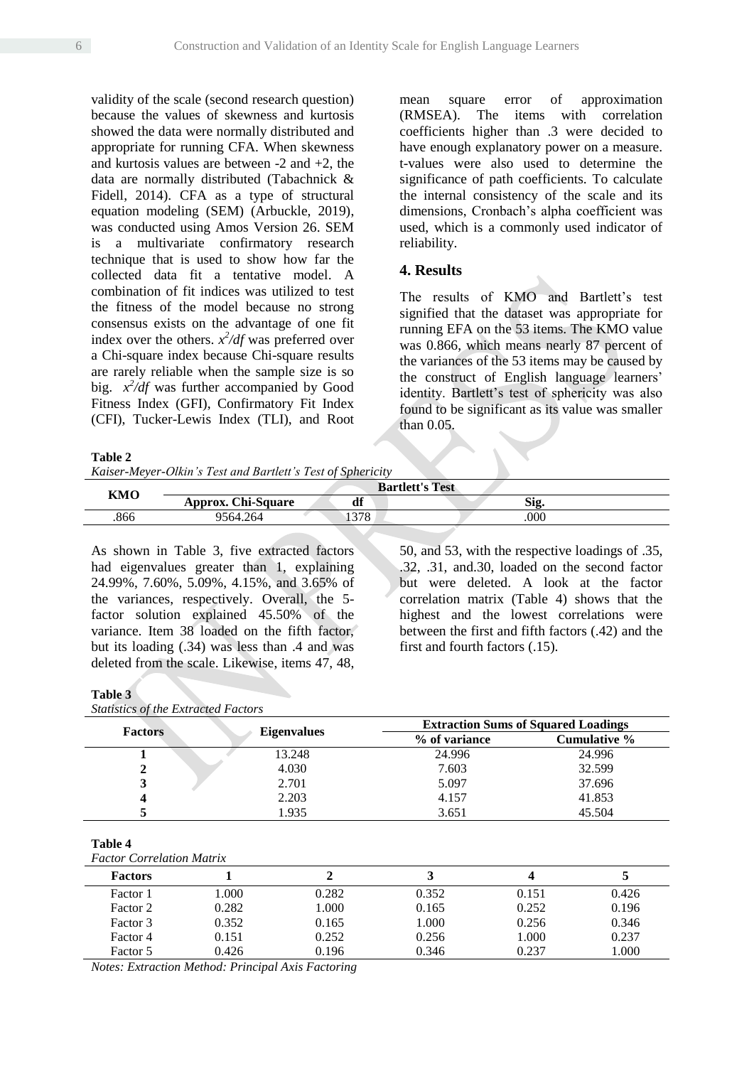validity of the scale (second research question) because the values of skewness and kurtosis showed the data were normally distributed and appropriate for running CFA. When skewness and kurtosis values are between -2 and +2, the data are normally distributed (Tabachnick & Fidell, 2014). CFA as a type of structural equation modeling (SEM) (Arbuckle, 2019), was conducted using Amos Version 26. SEM is a multivariate confirmatory research technique that is used to show how far the collected data fit a tentative model. A combination of fit indices was utilized to test the fitness of the model because no strong consensus exists on the advantage of one fit index over the others. $x^2/df$ was preferred over a Chi-square index because Chi-square results are rarely reliable when the sample size is so big. $x^2/df$ was further accompanied by Good Fitness Index (GFI), Confirmatory Fit Index (CFI), Tucker-Lewis Index (TLI), and Root mean square error of approximation (RMSEA). The items with correlation coefficients higher than .3 were decided to have enough explanatory power on a measure. t-values were also used to determine the significance of path coefficients. To calculate the internal consistency of the scale and its dimensions, Cronbach's alpha coefficient was used, which is a commonly used indicator of reliability.

## 4. Results

The results of KMO and Bartlett's test signified that the dataset was appropriate for running EFA on the 53 items. The KMO value was 0.866, which means nearly 87 percent of the variances of the 53 items may be caused by the construct of English language learners' identity. Bartlett's test of sphericity was also found to be significant as its value was smaller than 0.05.

**Table 2**
*Kaiser-Meyer-Olkin's Test and Bartlett's Test of Sphericity*

| KMO | Bartlett's Test | | |
|---|---|---|---|
| | **Approx. Chi-Square** | **df** | **Sig.** |
| .866 | 9564.264 | 1378 | .000 |

As shown in Table 3, five extracted factors had eigenvalues greater than 1, explaining 24.99%, 7.60%, 5.09%, 4.15%, and 3.65% of the variances, respectively. Overall, the 5-factor solution explained 45.50% of the variance. Item 38 loaded on the fifth factor, but its loading (.34) was less than .4 and was deleted from the scale. Likewise, items 47, 48, 50, and 53, with the respective loadings of .35, .32, .31, and.30, loaded on the second factor but were deleted. A look at the factor correlation matrix (Table 4) shows that the highest and the lowest correlations were between the first and fifth factors (.42) and the first and fourth factors (.15).

**Table 3**
*Statistics of the Extracted Factors*

| Factors | Eigenvalues | Extraction Sums of Squared Loadings | |
|---|---|---|---|
| | | **% of variance** | **Cumulative %** |
| **1** | 13.248 | 24.996 | 24.996 |
| **2** | 4.030 | 7.603 | 32.599 |
| **3** | 2.701 | 5.097 | 37.696 |
| **4** | 2.203 | 4.157 | 41.853 |
| **5** | 1.935 | 3.651 | 45.504 |

**Table 4**
*Factor Correlation Matrix*

| Factors | 1 | 2 | 3 | 4 | 5 |
|---|---|---|---|---|---|
| Factor 1 | 1.000 | 0.282 | 0.352 | 0.151 | 0.426 |
| Factor 2 | 0.282 | 1.000 | 0.165 | 0.252 | 0.196 |
| Factor 3 | 0.352 | 0.165 | 1.000 | 0.256 | 0.346 |
| Factor 4 | 0.151 | 0.252 | 0.256 | 1.000 | 0.237 |
| Factor 5 | 0.426 | 0.196 | 0.346 | 0.237 | 1.000 |

*Notes: Extraction Method: Principal Axis Factoring*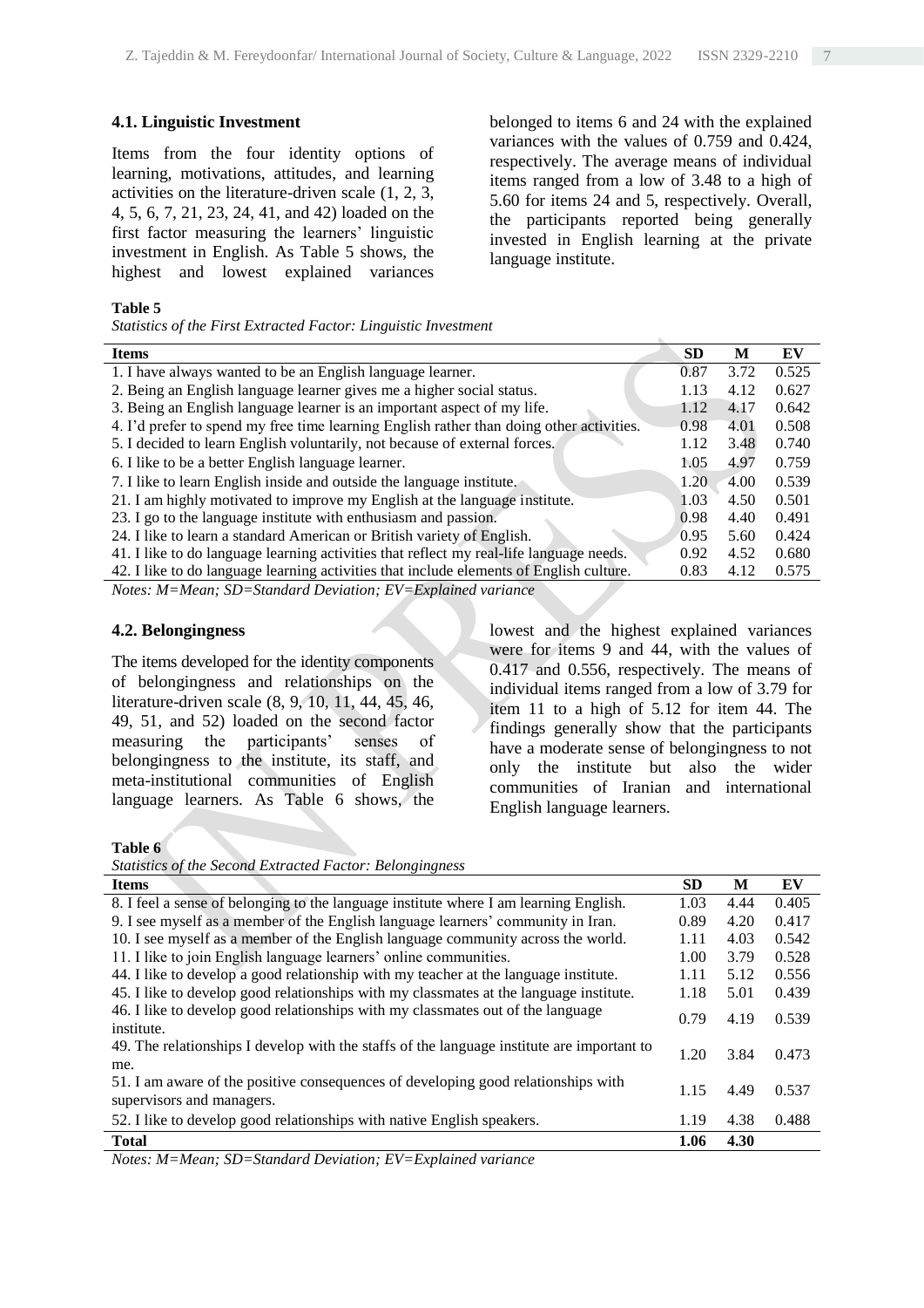### 4.1. Linguistic Investment

Items from the four identity options of learning, motivations, attitudes, and learning activities on the literature-driven scale (1, 2, 3, 4, 5, 6, 7, 21, 23, 24, 41, and 42) loaded on the first factor measuring the learners' linguistic investment in English. As Table 5 shows, the highest and lowest explained variances belonged to items 6 and 24 with the explained variances with the values of 0.759 and 0.424, respectively. The average means of individual items ranged from a low of 3.48 to a high of 5.60 for items 24 and 5, respectively. Overall, the participants reported being generally invested in English learning at the private language institute.

**Table 5**

*Statistics of the First Extracted Factor: Linguistic Investment*

| Items | SD | M | EV |
|---|---|---|---|
| 1. I have always wanted to be an English language learner. | 0.87 | 3.72 | 0.525 |
| 2. Being an English language learner gives me a higher social status. | 1.13 | 4.12 | 0.627 |
| 3. Being an English language learner is an important aspect of my life. | 1.12 | 4.17 | 0.642 |
| 4. I'd prefer to spend my free time learning English rather than doing other activities. | 0.98 | 4.01 | 0.508 |
| 5. I decided to learn English voluntarily, not because of external forces. | 1.12 | 3.48 | 0.740 |
| 6. I like to be a better English language learner. | 1.05 | 4.97 | 0.759 |
| 7. I like to learn English inside and outside the language institute. | 1.20 | 4.00 | 0.539 |
| 21. I am highly motivated to improve my English at the language institute. | 1.03 | 4.50 | 0.501 |
| 23. I go to the language institute with enthusiasm and passion. | 0.98 | 4.40 | 0.491 |
| 24. I like to learn a standard American or British variety of English. | 0.95 | 5.60 | 0.424 |
| 41. I like to do language learning activities that reflect my real-life language needs. | 0.92 | 4.52 | 0.680 |
| 42. I like to do language learning activities that include elements of English culture. | 0.83 | 4.12 | 0.575 |

*Notes: M=Mean; SD=Standard Deviation; EV=Explained variance*

### 4.2. Belongingness

The items developed for the identity components of belongingness and relationships on the literature-driven scale (8, 9, 10, 11, 44, 45, 46, 49, 51, and 52) loaded on the second factor measuring the participants' senses of belongingness to the institute, its staff, and meta-institutional communities of English language learners. As Table 6 shows, the lowest and the highest explained variances were for items 9 and 44, with the values of 0.417 and 0.556, respectively. The means of individual items ranged from a low of 3.79 for item 11 to a high of 5.12 for item 44. The findings generally show that the participants have a moderate sense of belongingness to not only the institute but also the wider communities of Iranian and international English language learners.

**Table 6**

*Statistics of the Second Extracted Factor: Belongingness*

| Items | SD | M | EV |
|---|---|---|---|
| 8. I feel a sense of belonging to the language institute where I am learning English. | 1.03 | 4.44 | 0.405 |
| 9. I see myself as a member of the English language learners' community in Iran. | 0.89 | 4.20 | 0.417 |
| 10. I see myself as a member of the English language community across the world. | 1.11 | 4.03 | 0.542 |
| 11. I like to join English language learners' online communities. | 1.00 | 3.79 | 0.528 |
| 44. I like to develop a good relationship with my teacher at the language institute. | 1.11 | 5.12 | 0.556 |
| 45. I like to develop good relationships with my classmates at the language institute. | 1.18 | 5.01 | 0.439 |
| 46. I like to develop good relationships with my classmates out of the language institute. | 0.79 | 4.19 | 0.539 |
| 49. The relationships I develop with the staffs of the language institute are important to me. | 1.20 | 3.84 | 0.473 |
| 51. I am aware of the positive consequences of developing good relationships with supervisors and managers. | 1.15 | 4.49 | 0.537 |
| 52. I like to develop good relationships with native English speakers. | 1.19 | 4.38 | 0.488 |
| **Total** | **1.06** | **4.30** | |

*Notes: M=Mean; SD=Standard Deviation; EV=Explained variance*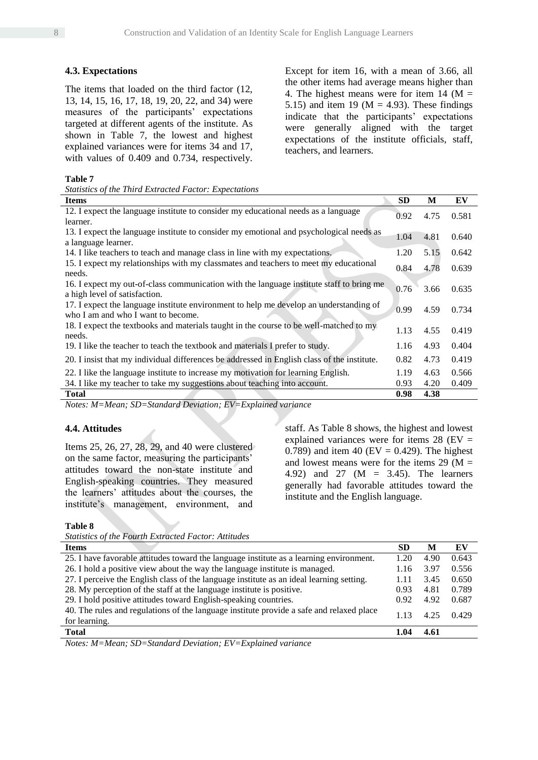### 4.3. Expectations

The items that loaded on the third factor (12, 13, 14, 15, 16, 17, 18, 19, 20, 22, and 34) were measures of the participants' expectations targeted at different agents of the institute. As shown in Table 7, the lowest and highest explained variances were for items 34 and 17, with values of 0.409 and 0.734, respectively. Except for item 16, with a mean of 3.66, all the other items had average means higher than 4. The highest means were for item 14 (M = 5.15) and item 19 (M = 4.93). These findings indicate that the participants' expectations were generally aligned with the target expectations of the institute officials, staff, teachers, and learners.

**Table 7**

*Statistics of the Third Extracted Factor: Expectations*

| Items | SD | M | EV |
|---|---|---|---|
| 12. I expect the language institute to consider my educational needs as a language learner. | 0.92 | 4.75 | 0.581 |
| 13. I expect the language institute to consider my emotional and psychological needs as a language learner. | 1.04 | 4.81 | 0.640 |
| 14. I like teachers to teach and manage class in line with my expectations. | 1.20 | 5.15 | 0.642 |
| 15. I expect my relationships with my classmates and teachers to meet my educational needs. | 0.84 | 4.78 | 0.639 |
| 16. I expect my out-of-class communication with the language institute staff to bring me a high level of satisfaction. | 0.76 | 3.66 | 0.635 |
| 17. I expect the language institute environment to help me develop an understanding of who I am and who I want to become. | 0.99 | 4.59 | 0.734 |
| 18. I expect the textbooks and materials taught in the course to be well-matched to my needs. | 1.13 | 4.55 | 0.419 |
| 19. I like the teacher to teach the textbook and materials I prefer to study. | 1.16 | 4.93 | 0.404 |
| 20. I insist that my individual differences be addressed in English class of the institute. | 0.82 | 4.73 | 0.419 |
| 22. I like the language institute to increase my motivation for learning English. | 1.19 | 4.63 | 0.566 |
| 34. I like my teacher to take my suggestions about teaching into account. | 0.93 | 4.20 | 0.409 |
| **Total** | **0.98** | **4.38** | |

*Notes: M=Mean; SD=Standard Deviation; EV=Explained variance*

### 4.4. Attitudes

Items 25, 26, 27, 28, 29, and 40 were clustered on the same factor, measuring the participants' attitudes toward the non-state institute and English-speaking countries. They measured the learners' attitudes about the courses, the institute's management, environment, and staff. As Table 8 shows, the highest and lowest explained variances were for items 28 (EV = 0.789) and item 40 (EV = 0.429). The highest and lowest means were for the items 29 (M = 4.92) and 27 (M = 3.45). The learners generally had favorable attitudes toward the institute and the English language.

**Table 8**

*Statistics of the Fourth Extracted Factor: Attitudes*

| Items | SD | M | EV |
|---|---|---|---|
| 25. I have favorable attitudes toward the language institute as a learning environment. | 1.20 | 4.90 | 0.643 |
| 26. I hold a positive view about the way the language institute is managed. | 1.16 | 3.97 | 0.556 |
| 27. I perceive the English class of the language institute as an ideal learning setting. | 1.11 | 3.45 | 0.650 |
| 28. My perception of the staff at the language institute is positive. | 0.93 | 4.81 | 0.789 |
| 29. I hold positive attitudes toward English-speaking countries. | 0.92 | 4.92 | 0.687 |
| 40. The rules and regulations of the language institute provide a safe and relaxed place for learning. | 1.13 | 4.25 | 0.429 |
| **Total** | **1.04** | **4.61** | |

*Notes: M=Mean; SD=Standard Deviation; EV=Explained variance*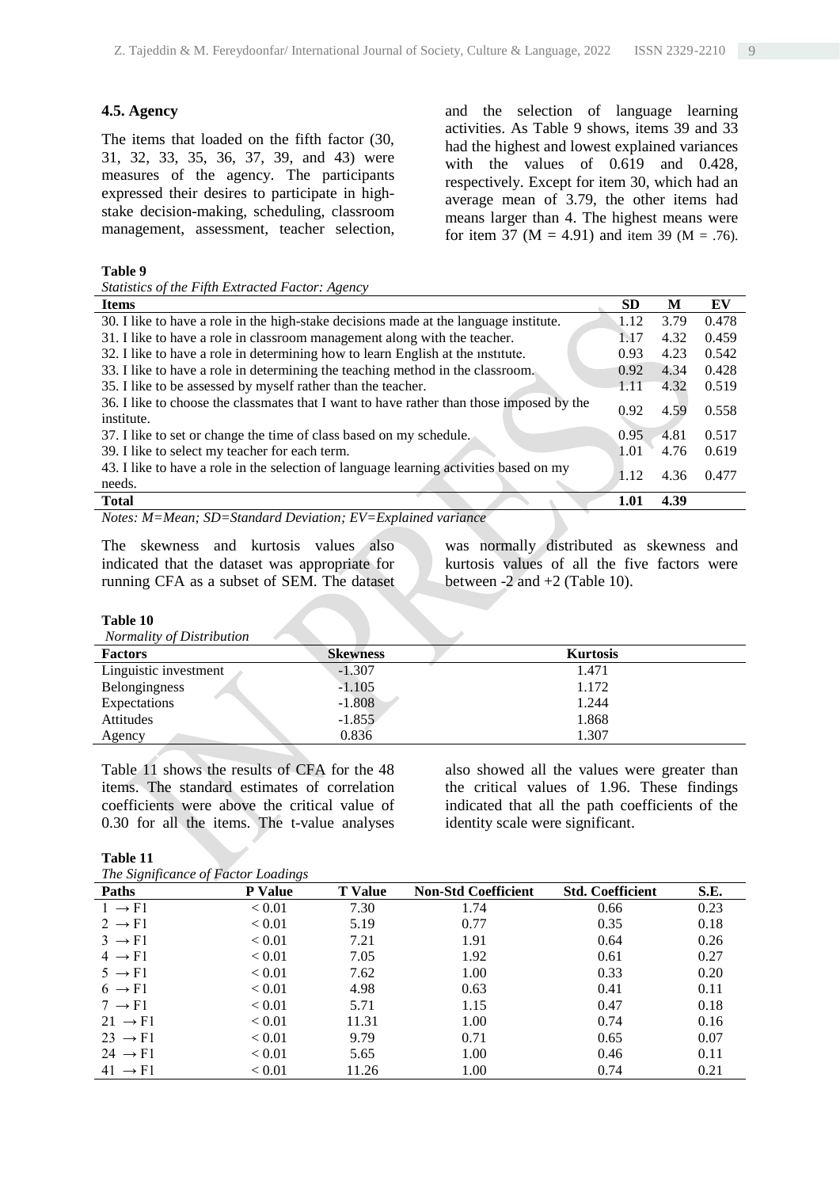### 4.5. Agency

The items that loaded on the fifth factor (30, 31, 32, 33, 35, 36, 37, 39, and 43) were measures of the agency. The participants expressed their desires to participate in high-stake decision-making, scheduling, classroom management, assessment, teacher selection, and the selection of language learning activities. As Table 9 shows, items 39 and 33 had the highest and lowest explained variances with the values of 0.619 and 0.428, respectively. Except for item 30, which had an average mean of 3.79, the other items had means larger than 4. The highest means were for item 37 (M = 4.91) and item 39 (M = .76).

**Table 9**

*Statistics of the Fifth Extracted Factor: Agency*

| Items | SD | M | EV |
|---|---|---|---|
| 30. I like to have a role in the high-stake decisions made at the language institute. | 1.12 | 3.79 | 0.478 |
| 31. I like to have a role in classroom management along with the teacher. | 1.17 | 4.32 | 0.459 |
| 32. I like to have a role in determining how to learn English at the ınstıtute. | 0.93 | 4.23 | 0.542 |
| 33. I like to have a role in determining the teaching method in the classroom. | 0.92 | 4.34 | 0.428 |
| 35. I like to be assessed by myself rather than the teacher. | 1.11 | 4.32 | 0.519 |
| 36. I like to choose the classmates that I want to have rather than those imposed by the institute. | 0.92 | 4.59 | 0.558 |
| 37. I like to set or change the time of class based on my schedule. | 0.95 | 4.81 | 0.517 |
| 39. I like to select my teacher for each term. | 1.01 | 4.76 | 0.619 |
| 43. I like to have a role in the selection of language learning activities based on my needs. | 1.12 | 4.36 | 0.477 |
| **Total** | **1.01** | **4.39** | |

*Notes: M=Mean; SD=Standard Deviation; EV=Explained variance*

The skewness and kurtosis values also indicated that the dataset was appropriate for running CFA as a subset of SEM. The dataset was normally distributed as skewness and kurtosis values of all the five factors were between -2 and +2 (Table 10).

**Table 10**

*Normality of Distribution*

| Factors | Skewness | Kurtosis |
|---|---|---|
| Linguistic investment | -1.307 | 1.471 |
| Belongingness | -1.105 | 1.172 |
| Expectations | -1.808 | 1.244 |
| Attitudes | -1.855 | 1.868 |
| Agency | 0.836 | 1.307 |

Table 11 shows the results of CFA for the 48 items. The standard estimates of correlation coefficients were above the critical value of 0.30 for all the items. The t-value analyses also showed all the values were greater than the critical values of 1.96. These findings indicated that all the path coefficients of the identity scale were significant.

**Table 11**

*The Significance of Factor Loadings*

| Paths | P Value | T Value | Non-Std Coefficient | Std. Coefficient | S.E. |
|---|---|---|---|---|---|
| 1 → F1 | < 0.01 | 7.30 | 1.74 | 0.66 | 0.23 |
| 2 → F1 | < 0.01 | 5.19 | 0.77 | 0.35 | 0.18 |
| 3 → F1 | < 0.01 | 7.21 | 1.91 | 0.64 | 0.26 |
| 4 → F1 | < 0.01 | 7.05 | 1.92 | 0.61 | 0.27 |
| 5 → F1 | < 0.01 | 7.62 | 1.00 | 0.33 | 0.20 |
| 6 → F1 | < 0.01 | 4.98 | 0.63 | 0.41 | 0.11 |
| 7 → F1 | < 0.01 | 5.71 | 1.15 | 0.47 | 0.18 |
| 21 → F1 | < 0.01 | 11.31 | 1.00 | 0.74 | 0.16 |
| 23 → F1 | < 0.01 | 9.79 | 0.71 | 0.65 | 0.07 |
| 24 → F1 | < 0.01 | 5.65 | 1.00 | 0.46 | 0.11 |
| 41 → F1 | < 0.01 | 11.26 | 1.00 | 0.74 | 0.21 |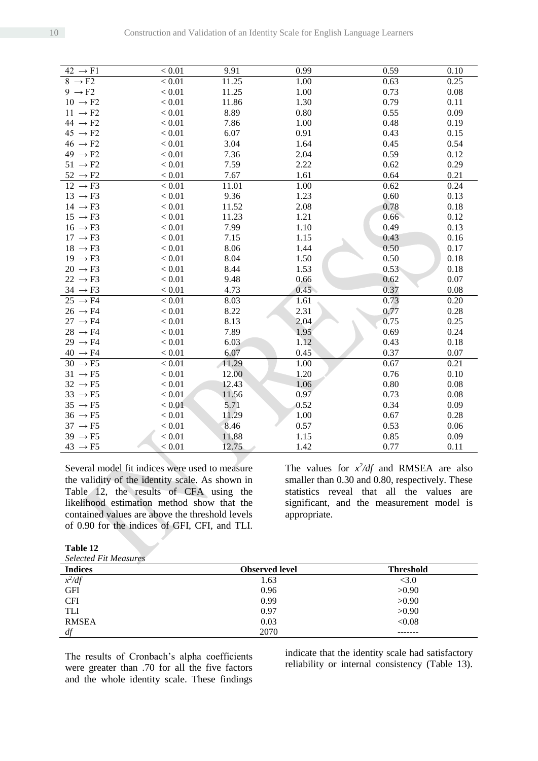| | | | | | |
|---|---|---|---|---|---|
| 42 → F1 | < 0.01 | 9.91 | 0.99 | 0.59 | 0.10 |
| 8 → F2 | < 0.01 | 11.25 | 1.00 | 0.63 | 0.25 |
| 9 → F2 | < 0.01 | 11.25 | 1.00 | 0.73 | 0.08 |
| 10 → F2 | < 0.01 | 11.86 | 1.30 | 0.79 | 0.11 |
| 11 → F2 | < 0.01 | 8.89 | 0.80 | 0.55 | 0.09 |
| 44 → F2 | < 0.01 | 7.86 | 1.00 | 0.48 | 0.19 |
| 45 → F2 | < 0.01 | 6.07 | 0.91 | 0.43 | 0.15 |
| 46 → F2 | < 0.01 | 3.04 | 1.64 | 0.45 | 0.54 |
| 49 → F2 | < 0.01 | 7.36 | 2.04 | 0.59 | 0.12 |
| 51 → F2 | < 0.01 | 7.59 | 2.22 | 0.62 | 0.29 |
| 52 → F2 | < 0.01 | 7.67 | 1.61 | 0.64 | 0.21 |
| 12 → F3 | < 0.01 | 11.01 | 1.00 | 0.62 | 0.24 |
| 13 → F3 | < 0.01 | 9.36 | 1.23 | 0.60 | 0.13 |
| 14 → F3 | < 0.01 | 11.52 | 2.08 | 0.78 | 0.18 |
| 15 → F3 | < 0.01 | 11.23 | 1.21 | 0.66 | 0.12 |
| 16 → F3 | < 0.01 | 7.99 | 1.10 | 0.49 | 0.13 |
| 17 → F3 | < 0.01 | 7.15 | 1.15 | 0.43 | 0.16 |
| 18 → F3 | < 0.01 | 8.06 | 1.44 | 0.50 | 0.17 |
| 19 → F3 | < 0.01 | 8.04 | 1.50 | 0.50 | 0.18 |
| 20 → F3 | < 0.01 | 8.44 | 1.53 | 0.53 | 0.18 |
| 22 → F3 | < 0.01 | 9.48 | 0.66 | 0.62 | 0.07 |
| 34 → F3 | < 0.01 | 4.73 | 0.45 | 0.37 | 0.08 |
| 25 → F4 | < 0.01 | 8.03 | 1.61 | 0.73 | 0.20 |
| 26 → F4 | < 0.01 | 8.22 | 2.31 | 0.77 | 0.28 |
| 27 → F4 | < 0.01 | 8.13 | 2.04 | 0.75 | 0.25 |
| 28 → F4 | < 0.01 | 7.89 | 1.95 | 0.69 | 0.24 |
| 29 → F4 | < 0.01 | 6.03 | 1.12 | 0.43 | 0.18 |
| 40 → F4 | < 0.01 | 6.07 | 0.45 | 0.37 | 0.07 |
| 30 → F5 | < 0.01 | 11.29 | 1.00 | 0.67 | 0.21 |
| 31 → F5 | < 0.01 | 12.00 | 1.20 | 0.76 | 0.10 |
| 32 → F5 | < 0.01 | 12.43 | 1.06 | 0.80 | 0.08 |
| 33 → F5 | < 0.01 | 11.56 | 0.97 | 0.73 | 0.08 |
| 35 → F5 | < 0.01 | 5.71 | 0.52 | 0.34 | 0.09 |
| 36 → F5 | < 0.01 | 11.29 | 1.00 | 0.67 | 0.28 |
| 37 → F5 | < 0.01 | 8.46 | 0.57 | 0.53 | 0.06 |
| 39 → F5 | < 0.01 | 11.88 | 1.15 | 0.85 | 0.09 |
| 43 → F5 | < 0.01 | 12.75 | 1.42 | 0.77 | 0.11 |

Several model fit indices were used to measure the validity of the identity scale. As shown in Table 12, the results of CFA using the likelihood estimation method show that the contained values are above the threshold levels of 0.90 for the indices of GFI, CFI, and TLI. The values for $x^2/df$ and RMSEA are also smaller than 0.30 and 0.80, respectively. These statistics reveal that all the values are significant, and the measurement model is appropriate.

**Table 12**
*Selected Fit Measures*

| Indices | Observed level | Threshold |
|---|---|---|
| $x^2/df$ | 1.63 | <3.0 |
| GFI | 0.96 | >0.90 |
| CFI | 0.99 | >0.90 |
| TLI | 0.97 | >0.90 |
| RMSEA | 0.03 | <0.08 |
| *df* | 2070 | ------- |

The results of Cronbach's alpha coefficients were greater than .70 for all the five factors and the whole identity scale. These findings indicate that the identity scale had satisfactory reliability or internal consistency (Table 13).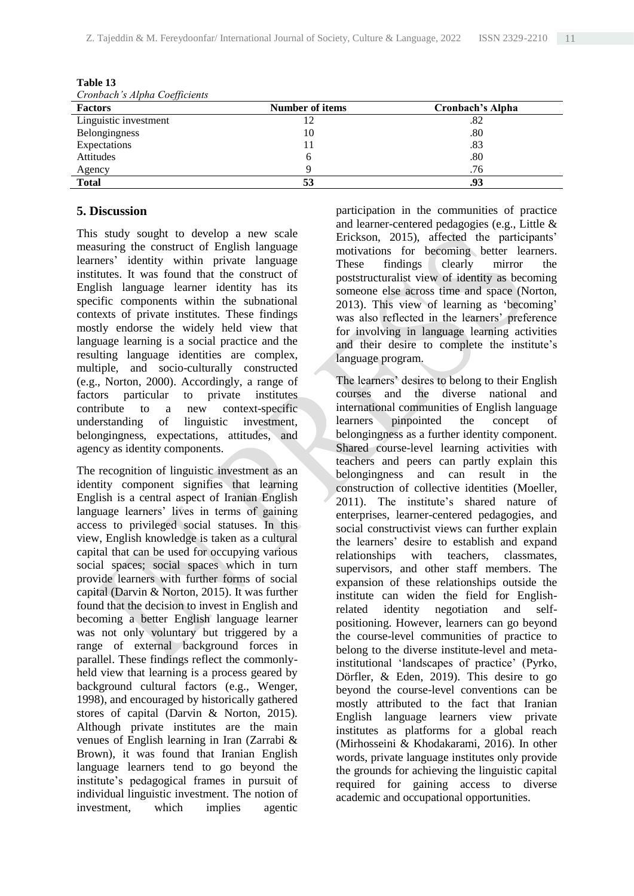**Table 13**

*Cronbach's Alpha Coefficients*

| Factors | Number of items | Cronbach's Alpha |
|---|---|---|
| Linguistic investment | 12 | .82 |
| Belongingness | 10 | .80 |
| Expectations | 11 | .83 |
| Attitudes | 6 | .80 |
| Agency | 9 | .76 |
| **Total** | **53** | **.93** |

## 5. Discussion

This study sought to develop a new scale measuring the construct of English language learners' identity within private language institutes. It was found that the construct of English language learner identity has its specific components within the subnational contexts of private institutes. These findings mostly endorse the widely held view that language learning is a social practice and the resulting language identities are complex, multiple, and socio-culturally constructed (e.g., Norton, 2000). Accordingly, a range of factors particular to private institutes contribute to a new context-specific understanding of linguistic investment, belongingness, expectations, attitudes, and agency as identity components.

The recognition of linguistic investment as an identity component signifies that learning English is a central aspect of Iranian English language learners' lives in terms of gaining access to privileged social statuses. In this view, English knowledge is taken as a cultural capital that can be used for occupying various social spaces; social spaces which in turn provide learners with further forms of social capital (Darvin & Norton, 2015). It was further found that the decision to invest in English and becoming a better English language learner was not only voluntary but triggered by a range of external background forces in parallel. These findings reflect the commonly-held view that learning is a process geared by background cultural factors (e.g., Wenger, 1998), and encouraged by historically gathered stores of capital (Darvin & Norton, 2015). Although private institutes are the main venues of English learning in Iran (Zarrabi & Brown), it was found that Iranian English language learners tend to go beyond the institute's pedagogical frames in pursuit of individual linguistic investment. The notion of investment, which implies agentic participation in the communities of practice and learner-centered pedagogies (e.g., Little & Erickson, 2015), affected the participants' motivations for becoming better learners. These findings clearly mirror the poststructuralist view of identity as becoming someone else across time and space (Norton, 2013). This view of learning as 'becoming' was also reflected in the learners' preference for involving in language learning activities and their desire to complete the institute's language program.

The learners' desires to belong to their English courses and the diverse national and international communities of English language learners pinpointed the concept of belongingness as a further identity component. Shared course-level learning activities with teachers and peers can partly explain this belongingness and can result in the construction of collective identities (Moeller, 2011). The institute's shared nature of enterprises, learner-centered pedagogies, and social constructivist views can further explain the learners' desire to establish and expand relationships with teachers, classmates, supervisors, and other staff members. The expansion of these relationships outside the institute can widen the field for English-related identity negotiation and self-positioning. However, learners can go beyond the course-level communities of practice to belong to the diverse institute-level and meta-institutional 'landscapes of practice' (Pyrko, Dörfler, & Eden, 2019). This desire to go beyond the course-level conventions can be mostly attributed to the fact that Iranian English language learners view private institutes as platforms for a global reach (Mirhosseini & Khodakarami, 2016). In other words, private language institutes only provide the grounds for achieving the linguistic capital required for gaining access to diverse academic and occupational opportunities.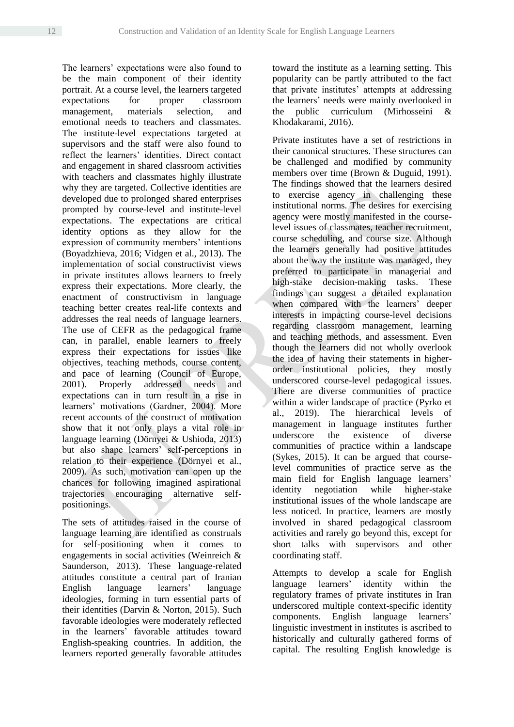The learners' expectations were also found to be the main component of their identity portrait. At a course level, the learners targeted expectations for proper classroom management, materials selection, and emotional needs to teachers and classmates. The institute-level expectations targeted at supervisors and the staff were also found to reflect the learners' identities. Direct contact and engagement in shared classroom activities with teachers and classmates highly illustrate why they are targeted. Collective identities are developed due to prolonged shared enterprises prompted by course-level and institute-level expectations. The expectations are critical identity options as they allow for the expression of community members' intentions (Boyadzhieva, 2016; Vidgen et al., 2013). The implementation of social constructivist views in private institutes allows learners to freely express their expectations. More clearly, the enactment of constructivism in language teaching better creates real-life contexts and addresses the real needs of language learners. The use of CEFR as the pedagogical frame can, in parallel, enable learners to freely express their expectations for issues like objectives, teaching methods, course content, and pace of learning (Council of Europe, 2001). Properly addressed needs and expectations can in turn result in a rise in learners' motivations (Gardner, 2004). More recent accounts of the construct of motivation show that it not only plays a vital role in language learning (Dörnyei & Ushioda, 2013) but also shape learners' self-perceptions in relation to their experience (Dörnyei et al., 2009). As such, motivation can open up the chances for following imagined aspirational trajectories encouraging alternative self-positionings.

The sets of attitudes raised in the course of language learning are identified as construals for self-positioning when it comes to engagements in social activities (Weinreich & Saunderson, 2013). These language-related attitudes constitute a central part of Iranian English language learners' language ideologies, forming in turn essential parts of their identities (Darvin & Norton, 2015). Such favorable ideologies were moderately reflected in the learners' favorable attitudes toward English-speaking countries. In addition, the learners reported generally favorable attitudes toward the institute as a learning setting. This popularity can be partly attributed to the fact that private institutes' attempts at addressing the learners' needs were mainly overlooked in the public curriculum (Mirhosseini & Khodakarami, 2016).

Private institutes have a set of restrictions in their canonical structures. These structures can be challenged and modified by community members over time (Brown & Duguid, 1991). The findings showed that the learners desired to exercise agency in challenging these institutional norms. The desires for exercising agency were mostly manifested in the course-level issues of classmates, teacher recruitment, course scheduling, and course size. Although the learners generally had positive attitudes about the way the institute was managed, they preferred to participate in managerial and high-stake decision-making tasks. These findings can suggest a detailed explanation when compared with the learners' deeper interests in impacting course-level decisions regarding classroom management, learning and teaching methods, and assessment. Even though the learners did not wholly overlook the idea of having their statements in higher-order institutional policies, they mostly underscored course-level pedagogical issues. There are diverse communities of practice within a wider landscape of practice (Pyrko et al., 2019). The hierarchical levels of management in language institutes further underscore the existence of diverse communities of practice within a landscape (Sykes, 2015). It can be argued that course-level communities of practice serve as the main field for English language learners' identity negotiation while higher-stake institutional issues of the whole landscape are less noticed. In practice, learners are mostly involved in shared pedagogical classroom activities and rarely go beyond this, except for short talks with supervisors and other coordinating staff.

Attempts to develop a scale for English language learners' identity within the regulatory frames of private institutes in Iran underscored multiple context-specific identity components. English language learners' linguistic investment in institutes is ascribed to historically and culturally gathered forms of capital. The resulting English knowledge is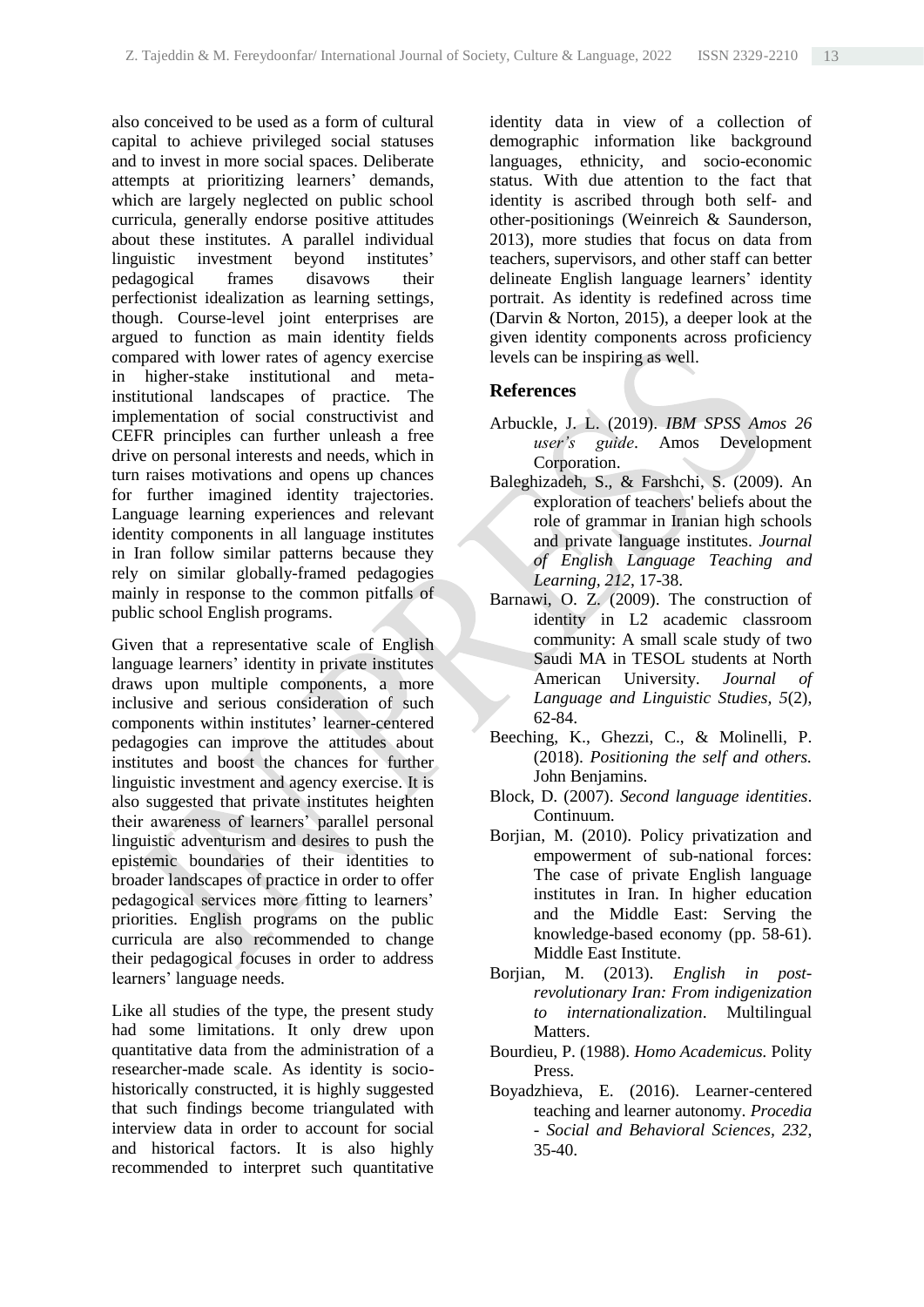also conceived to be used as a form of cultural capital to achieve privileged social statuses and to invest in more social spaces. Deliberate attempts at prioritizing learners' demands, which are largely neglected on public school curricula, generally endorse positive attitudes about these institutes. A parallel individual linguistic investment beyond institutes' pedagogical frames disavows their perfectionist idealization as learning settings, though. Course-level joint enterprises are argued to function as main identity fields compared with lower rates of agency exercise in higher-stake institutional and meta-institutional landscapes of practice. The implementation of social constructivist and CEFR principles can further unleash a free drive on personal interests and needs, which in turn raises motivations and opens up chances for further imagined identity trajectories. Language learning experiences and relevant identity components in all language institutes in Iran follow similar patterns because they rely on similar globally-framed pedagogies mainly in response to the common pitfalls of public school English programs.

Given that a representative scale of English language learners' identity in private institutes draws upon multiple components, a more inclusive and serious consideration of such components within institutes' learner-centered pedagogies can improve the attitudes about institutes and boost the chances for further linguistic investment and agency exercise. It is also suggested that private institutes heighten their awareness of learners' parallel personal linguistic adventurism and desires to push the epistemic boundaries of their identities to broader landscapes of practice in order to offer pedagogical services more fitting to learners' priorities. English programs on the public curricula are also recommended to change their pedagogical focuses in order to address learners' language needs.

Like all studies of the type, the present study had some limitations. It only drew upon quantitative data from the administration of a researcher-made scale. As identity is socio-historically constructed, it is highly suggested that such findings become triangulated with interview data in order to account for social and historical factors. It is also highly recommended to interpret such quantitative identity data in view of a collection of demographic information like background languages, ethnicity, and socio-economic status. With due attention to the fact that identity is ascribed through both self- and other-positionings (Weinreich & Saunderson, 2013), more studies that focus on data from teachers, supervisors, and other staff can better delineate English language learners' identity portrait. As identity is redefined across time (Darvin & Norton, 2015), a deeper look at the given identity components across proficiency levels can be inspiring as well.

## References

Arbuckle, J. L. (2019). *IBM SPSS Amos 26 user's guide*. Amos Development Corporation.

Baleghizadeh, S., & Farshchi, S. (2009). An exploration of teachers' beliefs about the role of grammar in Iranian high schools and private language institutes. *Journal of English Language Teaching and Learning, 212*, 17-38.

Barnawi, O. Z. (2009). The construction of identity in L2 academic classroom community: A small scale study of two Saudi MA in TESOL students at North American University. *Journal of Language and Linguistic Studies, 5*(2), 62-84.

Beeching, K., Ghezzi, C., & Molinelli, P. (2018). *Positioning the self and others.* John Benjamins.

Block, D. (2007). *Second language identities*. Continuum.

Borjian, M. (2010). Policy privatization and empowerment of sub-national forces: The case of private English language institutes in Iran. In higher education and the Middle East: Serving the knowledge-based economy (pp. 58-61). Middle East Institute.

Borjian, M. (2013). *English in post-revolutionary Iran: From indigenization to internationalization*. Multilingual Matters.

Bourdieu, P. (1988). *Homo Academicus*. Polity Press.

Boyadzhieva, E. (2016). Learner-centered teaching and learner autonomy. *Procedia - Social and Behavioral Sciences, 232*, 35-40.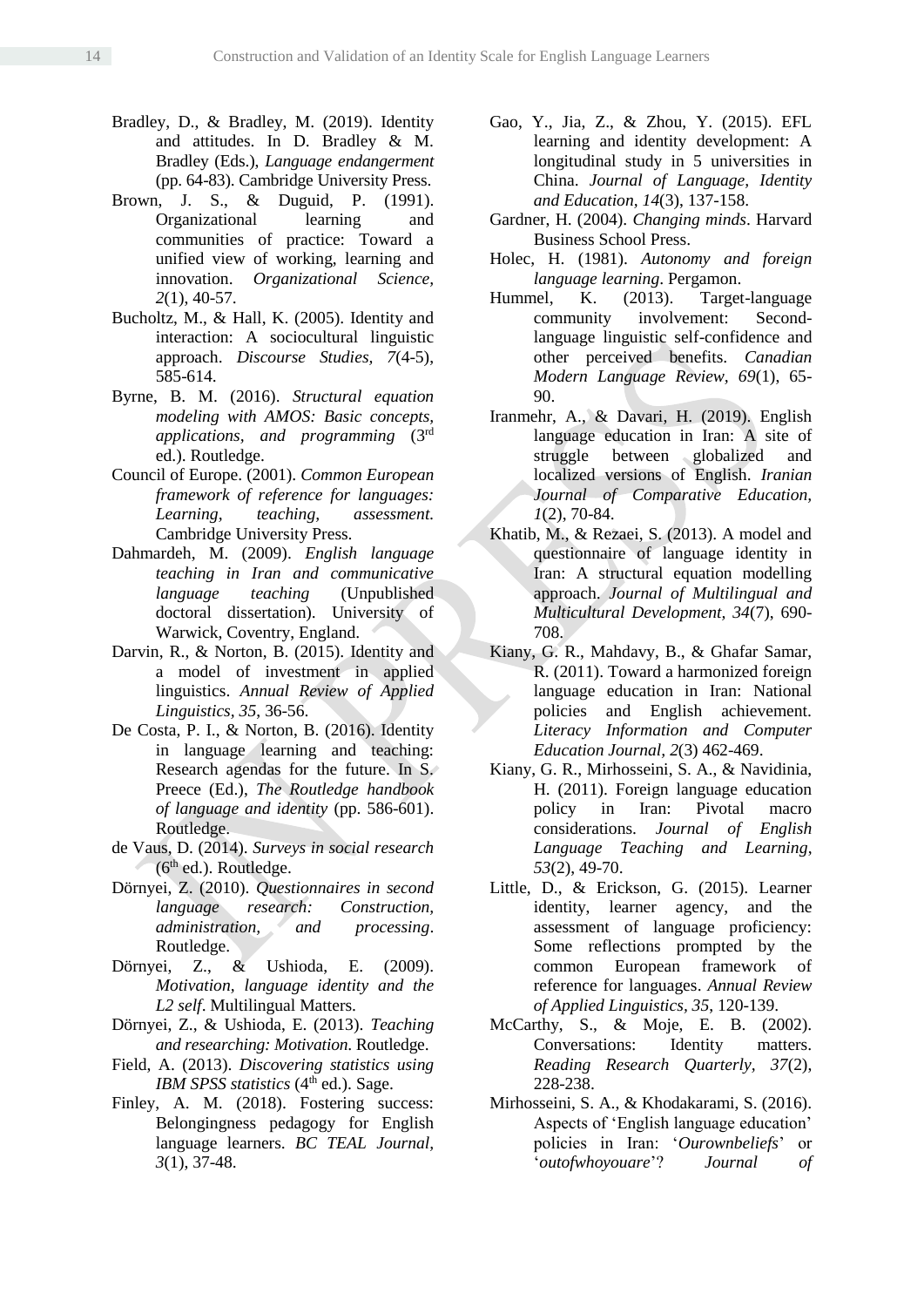Bradley, D., & Bradley, M. (2019). Identity and attitudes. In D. Bradley & M. Bradley (Eds.), *Language endangerment* (pp. 64-83). Cambridge University Press.

Brown, J. S., & Duguid, P. (1991). Organizational learning and communities of practice: Toward a unified view of working, learning and innovation. *Organizational Science, 2*(1), 40-57.

Bucholtz, M., & Hall, K. (2005). Identity and interaction: A sociocultural linguistic approach. *Discourse Studies, 7*(4-5), 585-614.

Byrne, B. M. (2016). *Structural equation modeling with AMOS: Basic concepts, applications, and programming* (3rd ed.). Routledge.

Council of Europe. (2001). *Common European framework of reference for languages: Learning, teaching, assessment.* Cambridge University Press.

Dahmardeh, M. (2009). *English language teaching in Iran and communicative language teaching* (Unpublished doctoral dissertation). University of Warwick, Coventry, England.

Darvin, R., & Norton, B. (2015). Identity and a model of investment in applied linguistics. *Annual Review of Applied Linguistics, 35*, 36-56.

De Costa, P. I., & Norton, B. (2016). Identity in language learning and teaching: Research agendas for the future. In S. Preece (Ed.), *The Routledge handbook of language and identity* (pp. 586-601). Routledge.

de Vaus, D. (2014). *Surveys in social research* (6th ed.). Routledge.

Dörnyei, Z. (2010). *Questionnaires in second language research: Construction, administration, and processing*. Routledge.

Dörnyei, Z., & Ushioda, E. (2009). *Motivation, language identity and the L2 self*. Multilingual Matters.

Dörnyei, Z., & Ushioda, E. (2013). *Teaching and researching: Motivation*. Routledge.

Field, A. (2013). *Discovering statistics using IBM SPSS statistics* (4th ed.). Sage.

Finley, A. M. (2018). Fostering success: Belongingness pedagogy for English language learners. *BC TEAL Journal, 3*(1), 37-48.

Gao, Y., Jia, Z., & Zhou, Y. (2015). EFL learning and identity development: A longitudinal study in 5 universities in China. *Journal of Language, Identity and Education, 14*(3), 137-158.

Gardner, H. (2004). *Changing minds*. Harvard Business School Press.

Holec, H. (1981). *Autonomy and foreign language learning*. Pergamon.

Hummel, K. (2013). Target-language community involvement: Second-language linguistic self-confidence and other perceived benefits. *Canadian Modern Language Review, 69*(1), 65-90.

Iranmehr, A., & Davari, H. (2019). English language education in Iran: A site of struggle between globalized and localized versions of English. *Iranian Journal of Comparative Education, 1*(2), 70-84.

Khatib, M., & Rezaei, S. (2013). A model and questionnaire of language identity in Iran: A structural equation modelling approach. *Journal of Multilingual and Multicultural Development, 34*(7), 690-708.

Kiany, G. R., Mahdavy, B., & Ghafar Samar, R. (2011). Toward a harmonized foreign language education in Iran: National policies and English achievement. *Literacy Information and Computer Education Journal, 2*(3) 462-469.

Kiany, G. R., Mirhosseini, S. A., & Navidinia, H. (2011). Foreign language education policy in Iran: Pivotal macro considerations. *Journal of English Language Teaching and Learning, 53*(2), 49-70.

Little, D., & Erickson, G. (2015). Learner identity, learner agency, and the assessment of language proficiency: Some reflections prompted by the common European framework of reference for languages. *Annual Review of Applied Linguistics, 35*, 120-139.

McCarthy, S., & Moje, E. B. (2002). Conversations: Identity matters. *Reading Research Quarterly, 37*(2), 228-238.

Mirhosseini, S. A., & Khodakarami, S. (2016). Aspects of 'English language education' policies in Iran: '*Ourownbeliefs*' or '*outofwhoyouare*'? *Journal of*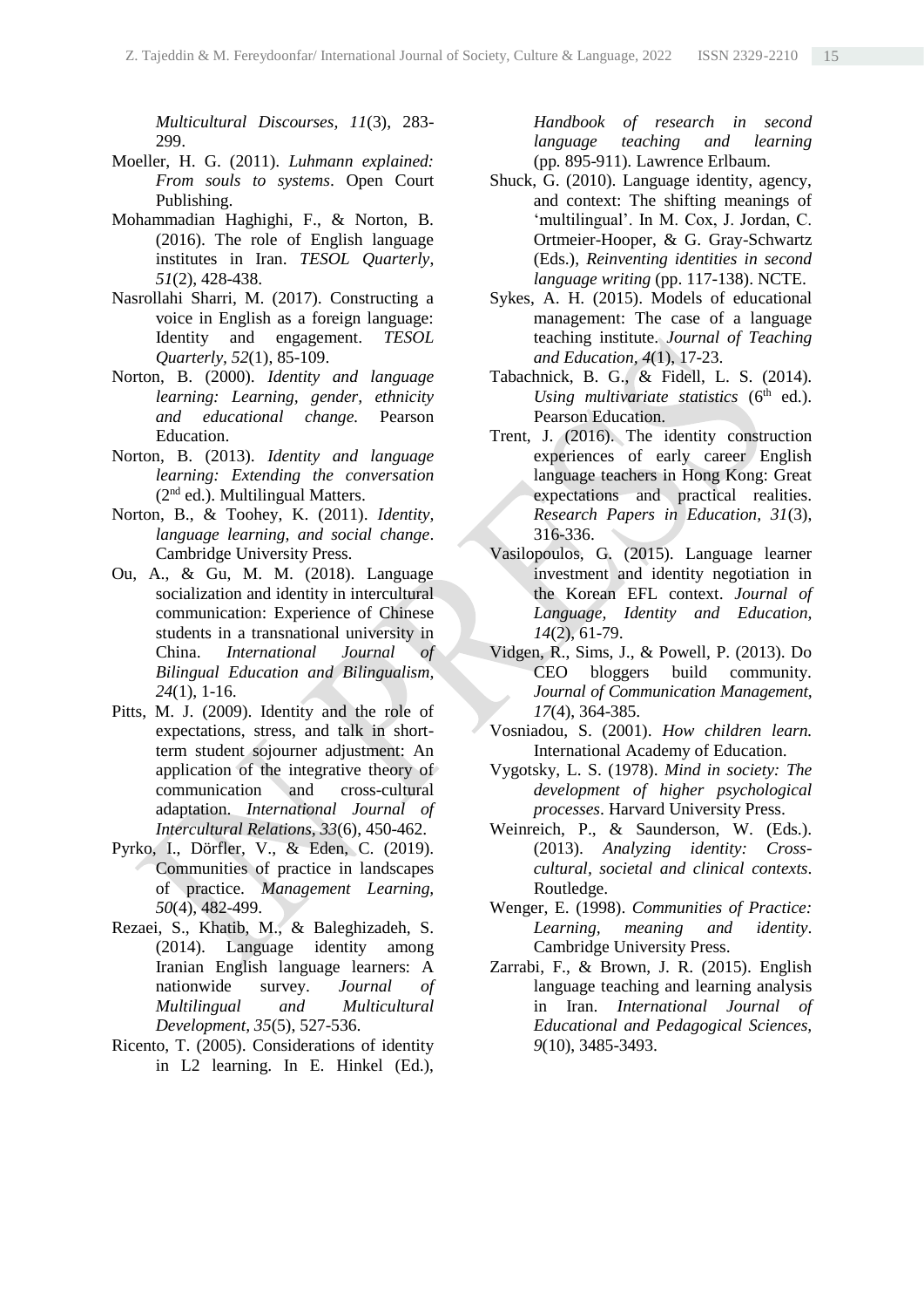*Multicultural Discourses, 11*(3), 283-299.

Moeller, H. G. (2011). *Luhmann explained: From souls to systems*. Open Court Publishing.

Mohammadian Haghighi, F., & Norton, B. (2016). The role of English language institutes in Iran. *TESOL Quarterly*, *51*(2), 428-438.

Nasrollahi Sharri, M. (2017). Constructing a voice in English as a foreign language: Identity and engagement. *TESOL Quarterly, 52*(1), 85-109.

Norton, B. (2000). *Identity and language learning: Learning, gender, ethnicity and educational change.* Pearson Education.

Norton, B. (2013). *Identity and language learning: Extending the conversation* (2nd ed.). Multilingual Matters.

Norton, B., & Toohey, K. (2011). *Identity, language learning, and social change*. Cambridge University Press.

Ou, A., & Gu, M. M. (2018). Language socialization and identity in intercultural communication: Experience of Chinese students in a transnational university in China. *International Journal of Bilingual Education and Bilingualism, 24*(1), 1-16.

Pitts, M. J. (2009). Identity and the role of expectations, stress, and talk in short-term student sojourner adjustment: An application of the integrative theory of communication and cross-cultural adaptation. *International Journal of Intercultural Relations, 33*(6), 450-462.

Pyrko, I., Dörfler, V., & Eden, C. (2019). Communities of practice in landscapes of practice. *Management Learning, 50*(4), 482-499.

Rezaei, S., Khatib, M., & Baleghizadeh, S. (2014). Language identity among Iranian English language learners: A nationwide survey. *Journal of Multilingual and Multicultural Development, 35*(5), 527-536.

Ricento, T. (2005). Considerations of identity in L2 learning. In E. Hinkel (Ed.), *Handbook of research in second language teaching and learning* (pp. 895-911). Lawrence Erlbaum.

Shuck, G. (2010). Language identity, agency, and context: The shifting meanings of 'multilingual'. In M. Cox, J. Jordan, C. Ortmeier-Hooper, & G. Gray-Schwartz (Eds.), *Reinventing identities in second language writing* (pp. 117-138). NCTE.

Sykes, A. H. (2015). Models of educational management: The case of a language teaching institute. *Journal of Teaching and Education, 4*(1), 17-23.

Tabachnick, B. G., & Fidell, L. S. (2014). *Using multivariate statistics* (6th ed.). Pearson Education.

Trent, J. (2016). The identity construction experiences of early career English language teachers in Hong Kong: Great expectations and practical realities. *Research Papers in Education, 31*(3), 316-336.

Vasilopoulos, G. (2015). Language learner investment and identity negotiation in the Korean EFL context. *Journal of Language, Identity and Education, 14*(2), 61-79.

Vidgen, R., Sims, J., & Powell, P. (2013). Do CEO bloggers build community. *Journal of Communication Management, 17*(4), 364-385.

Vosniadou, S. (2001). *How children learn.* International Academy of Education.

Vygotsky, L. S. (1978). *Mind in society: The development of higher psychological processes*. Harvard University Press.

Weinreich, P., & Saunderson, W. (Eds.). (2013). *Analyzing identity: Cross-cultural, societal and clinical contexts*. Routledge.

Wenger, E. (1998). *Communities of Practice: Learning, meaning and identity*. Cambridge University Press.

Zarrabi, F., & Brown, J. R. (2015). English language teaching and learning analysis in Iran. *International Journal of Educational and Pedagogical Sciences, 9*(10), 3485-3493.